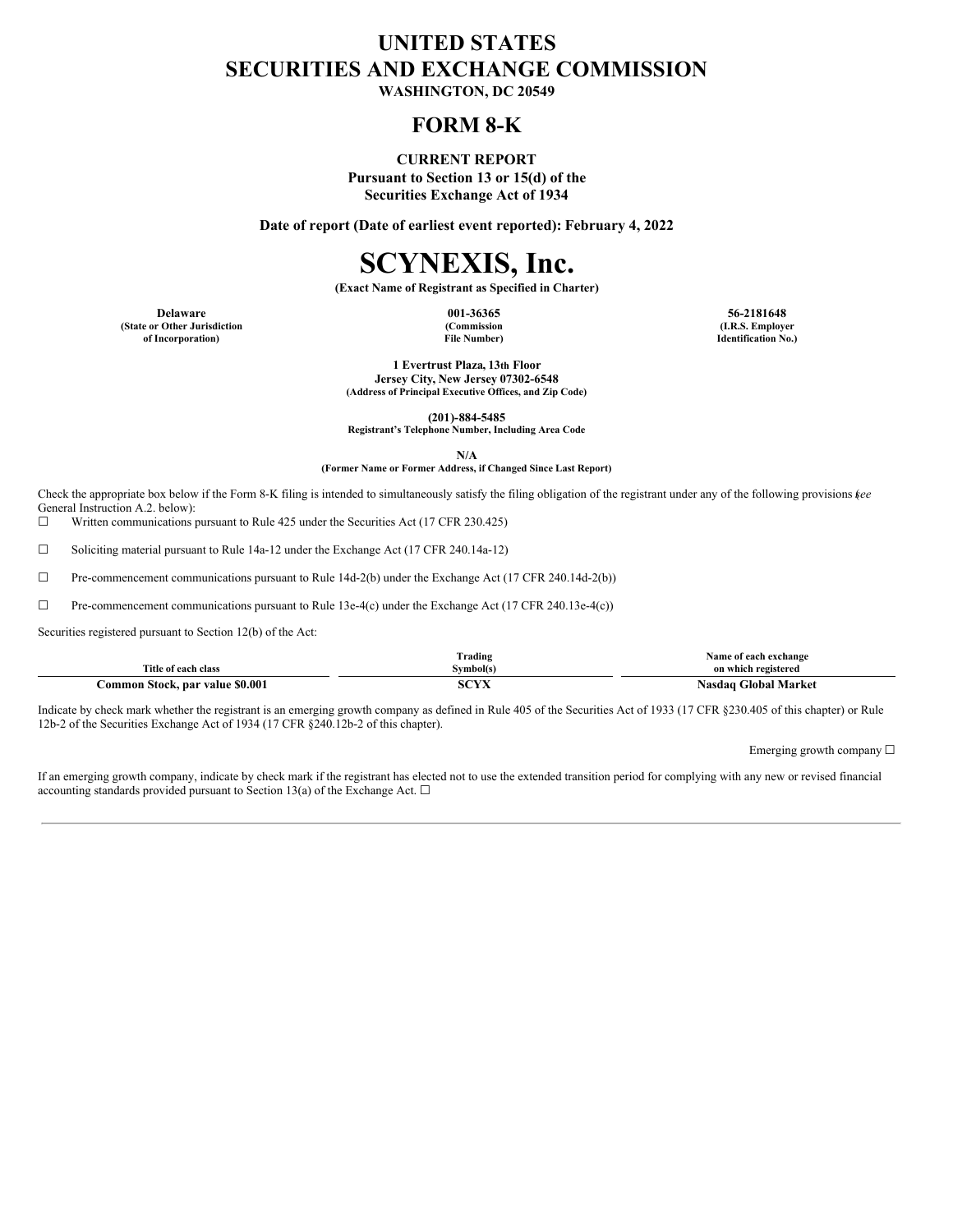# UNITED STATES
# SECURITIES AND EXCHANGE COMMISSION

**WASHINGTON, DC 20549**

## FORM 8-K

**CURRENT REPORT**
**Pursuant to Section 13 or 15(d) of the**
**Securities Exchange Act of 1934**

**Date of report (Date of earliest event reported): February 4, 2022**

# SCYNEXIS, Inc.

**(Exact Name of Registrant as Specified in Charter)**

| Delaware | 001-36365 | 56-2181648 |
|---|---|---|
| (State or Other Jurisdiction of Incorporation) | (Commission File Number) | (I.R.S. Employer Identification No.) |

**1 Evertrust Plaza, 13th Floor**
**Jersey City, New Jersey 07302-6548**
**(Address of Principal Executive Offices, and Zip Code)**

**(201)-884-5485**
**Registrant's Telephone Number, Including Area Code**

**N/A**
**(Former Name or Former Address, if Changed Since Last Report)**

Check the appropriate box below if the Form 8-K filing is intended to simultaneously satisfy the filing obligation of the registrant under any of the following provisions (*see* General Instruction A.2. below):

☐ Written communications pursuant to Rule 425 under the Securities Act (17 CFR 230.425)

☐ Soliciting material pursuant to Rule 14a-12 under the Exchange Act (17 CFR 240.14a-12)

☐ Pre-commencement communications pursuant to Rule 14d-2(b) under the Exchange Act (17 CFR 240.14d-2(b))

☐ Pre-commencement communications pursuant to Rule 13e-4(c) under the Exchange Act (17 CFR 240.13e-4(c))

Securities registered pursuant to Section 12(b) of the Act:

| Title of each class | Trading Symbol(s) | Name of each exchange on which registered |
|---|---|---|
| **Common Stock, par value $0.001** | **SCYX** | **Nasdaq Global Market** |

Indicate by check mark whether the registrant is an emerging growth company as defined in Rule 405 of the Securities Act of 1933 (17 CFR §230.405 of this chapter) or Rule 12b-2 of the Securities Exchange Act of 1934 (17 CFR §240.12b-2 of this chapter).

Emerging growth company ☐

If an emerging growth company, indicate by check mark if the registrant has elected not to use the extended transition period for complying with any new or revised financial accounting standards provided pursuant to Section 13(a) of the Exchange Act. ☐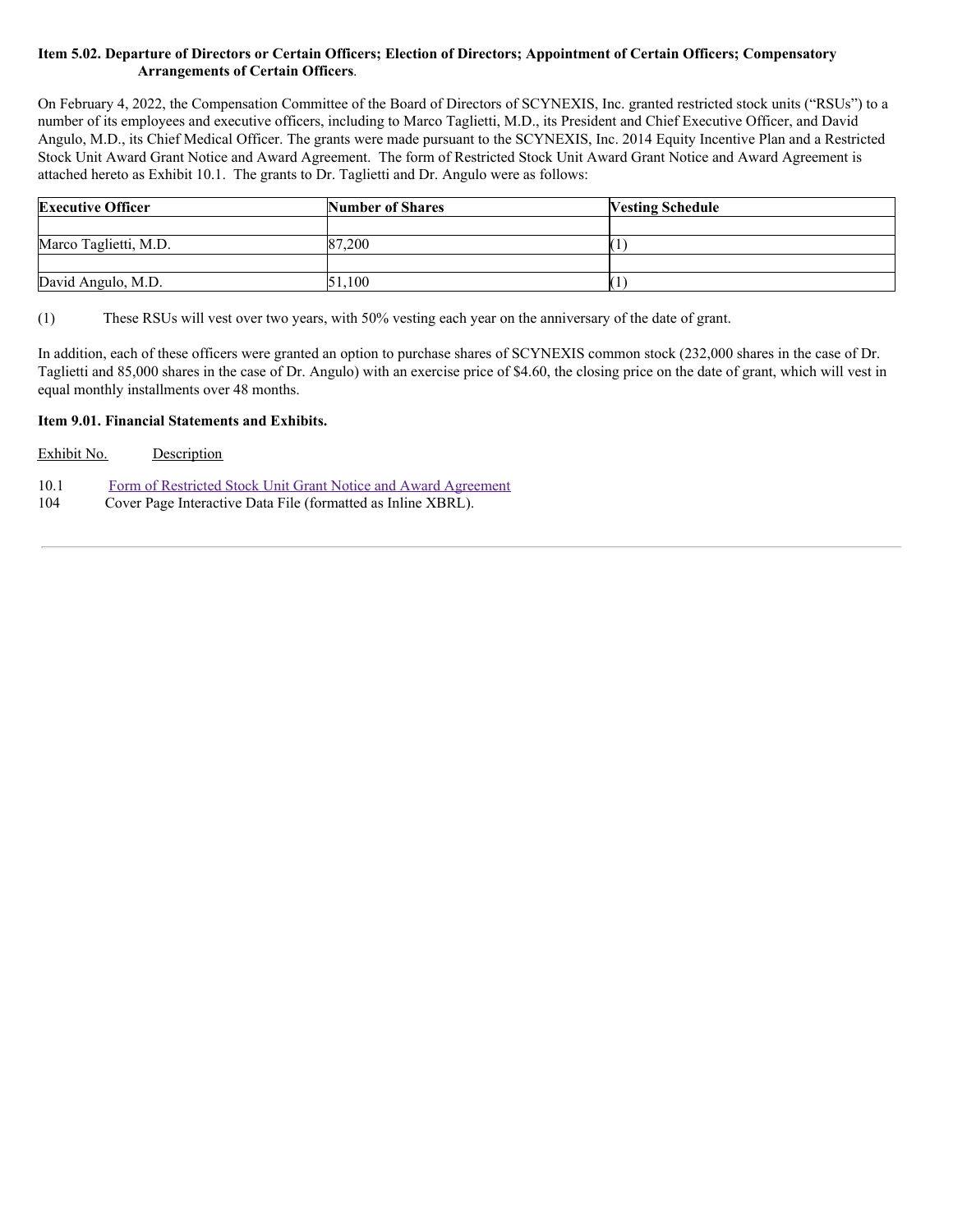**Item 5.02. Departure of Directors or Certain Officers; Election of Directors; Appointment of Certain Officers; Compensatory Arrangements of Certain Officers**.

On February 4, 2022, the Compensation Committee of the Board of Directors of SCYNEXIS, Inc. granted restricted stock units ("RSUs") to a number of its employees and executive officers, including to Marco Taglietti, M.D., its President and Chief Executive Officer, and David Angulo, M.D., its Chief Medical Officer. The grants were made pursuant to the SCYNEXIS, Inc. 2014 Equity Incentive Plan and a Restricted Stock Unit Award Grant Notice and Award Agreement. The form of Restricted Stock Unit Award Grant Notice and Award Agreement is attached hereto as Exhibit 10.1. The grants to Dr. Taglietti and Dr. Angulo were as follows:

| Executive Officer | Number of Shares | Vesting Schedule |
|---|---|---|
| | | |
| Marco Taglietti, M.D. | 87,200 | (1) |
| | | |
| David Angulo, M.D. | 51,100 | (1) |

(1) These RSUs will vest over two years, with 50% vesting each year on the anniversary of the date of grant.

In addition, each of these officers were granted an option to purchase shares of SCYNEXIS common stock (232,000 shares in the case of Dr. Taglietti and 85,000 shares in the case of Dr. Angulo) with an exercise price of $4.60, the closing price on the date of grant, which will vest in equal monthly installments over 48 months.

**Item 9.01. Financial Statements and Exhibits.**

| Exhibit No. | Description |
|---|---|
| 10.1 | Form of Restricted Stock Unit Grant Notice and Award Agreement |
| 104 | Cover Page Interactive Data File (formatted as Inline XBRL). |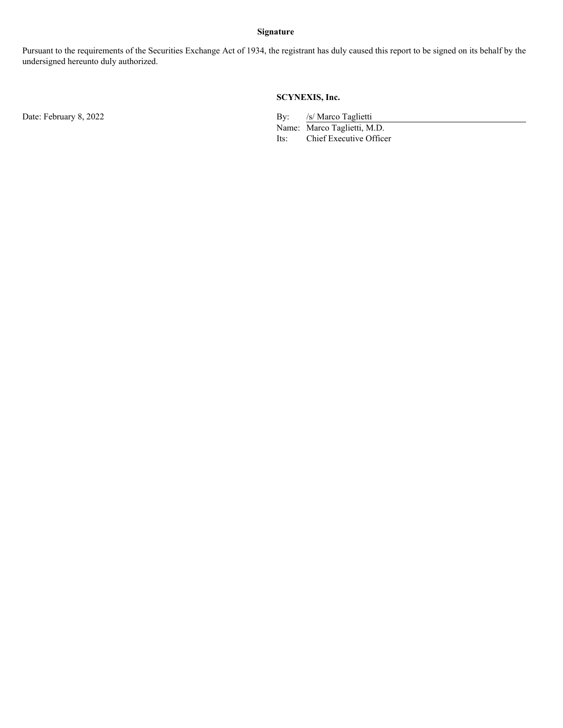**Signature**

Pursuant to the requirements of the Securities Exchange Act of 1934, the registrant has duly caused this report to be signed on its behalf by the undersigned hereunto duly authorized.

**SCYNEXIS, Inc.**

Date: February 8, 2022

By: /s/ Marco Taglietti
Name: Marco Taglietti, M.D.
Its: Chief Executive Officer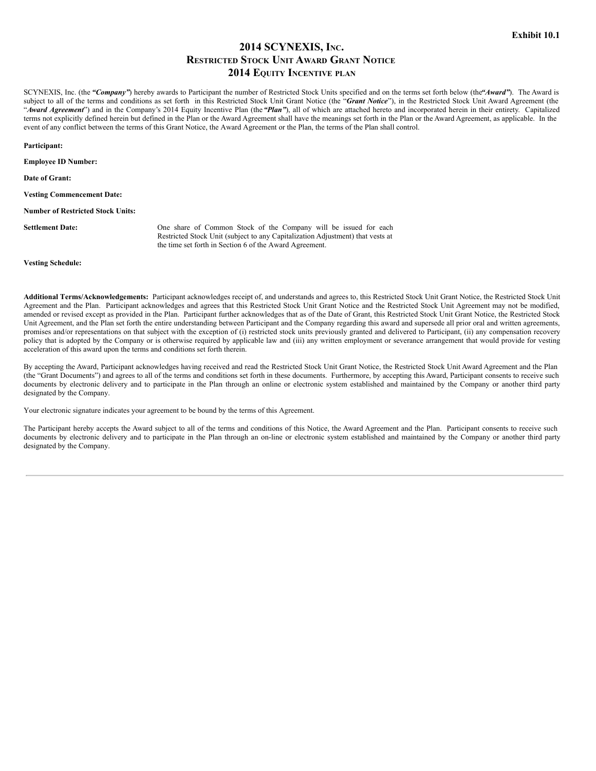**Exhibit 10.1**

# 2014 SCYNEXIS, Inc.
## Restricted Stock Unit Award Grant Notice
## 2014 Equity Incentive plan

SCYNEXIS, Inc. (the ***"Company"***) hereby awards to Participant the number of Restricted Stock Units specified and on the terms set forth below (the***"Award"***). The Award is subject to all of the terms and conditions as set forth in this Restricted Stock Unit Grant Notice (the "***Grant Notice***"), in the Restricted Stock Unit Award Agreement (the "***Award Agreement***") and in the Company's 2014 Equity Incentive Plan (the ***"Plan"***), all of which are attached hereto and incorporated herein in their entirety. Capitalized terms not explicitly defined herein but defined in the Plan or the Award Agreement shall have the meanings set forth in the Plan or the Award Agreement, as applicable. In the event of any conflict between the terms of this Grant Notice, the Award Agreement or the Plan, the terms of the Plan shall control.

**Participant:**

**Employee ID Number:**

**Date of Grant:**

**Vesting Commencement Date:**

**Number of Restricted Stock Units:**

**Settlement Date:** One share of Common Stock of the Company will be issued for each Restricted Stock Unit (subject to any Capitalization Adjustment) that vests at the time set forth in Section 6 of the Award Agreement.

**Vesting Schedule:**

**Additional Terms/Acknowledgements:** Participant acknowledges receipt of, and understands and agrees to, this Restricted Stock Unit Grant Notice, the Restricted Stock Unit Agreement and the Plan. Participant acknowledges and agrees that this Restricted Stock Unit Grant Notice and the Restricted Stock Unit Agreement may not be modified, amended or revised except as provided in the Plan. Participant further acknowledges that as of the Date of Grant, this Restricted Stock Unit Grant Notice, the Restricted Stock Unit Agreement, and the Plan set forth the entire understanding between Participant and the Company regarding this award and supersede all prior oral and written agreements, promises and/or representations on that subject with the exception of (i) restricted stock units previously granted and delivered to Participant, (ii) any compensation recovery policy that is adopted by the Company or is otherwise required by applicable law and (iii) any written employment or severance arrangement that would provide for vesting acceleration of this award upon the terms and conditions set forth therein.

By accepting the Award, Participant acknowledges having received and read the Restricted Stock Unit Grant Notice, the Restricted Stock Unit Award Agreement and the Plan (the "Grant Documents") and agrees to all of the terms and conditions set forth in these documents. Furthermore, by accepting this Award, Participant consents to receive such documents by electronic delivery and to participate in the Plan through an online or electronic system established and maintained by the Company or another third party designated by the Company.

Your electronic signature indicates your agreement to be bound by the terms of this Agreement.

The Participant hereby accepts the Award subject to all of the terms and conditions of this Notice, the Award Agreement and the Plan. Participant consents to receive such documents by electronic delivery and to participate in the Plan through an on-line or electronic system established and maintained by the Company or another third party designated by the Company.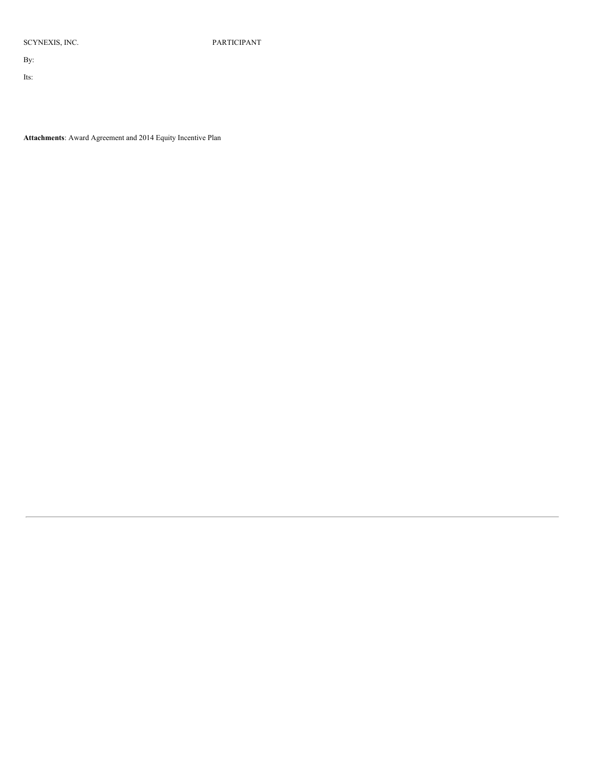| SCYNEXIS, INC. | PARTICIPANT |
| --- | --- |
| By: | |
| Its: | |

**Attachments**: Award Agreement and 2014 Equity Incentive Plan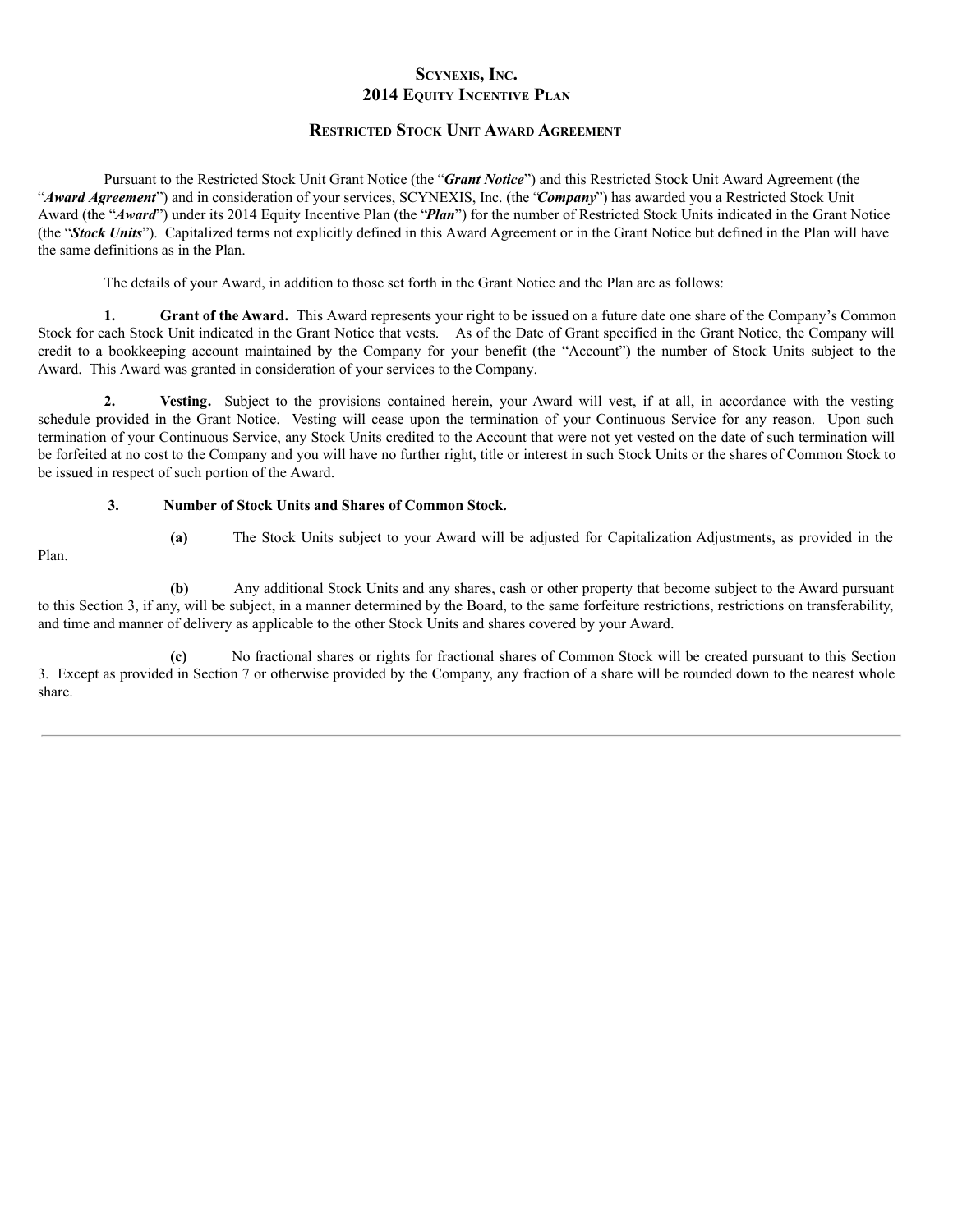# Scynexis, Inc.
# 2014 Equity Incentive Plan

## Restricted Stock Unit Award Agreement

Pursuant to the Restricted Stock Unit Grant Notice (the "***Grant Notice***") and this Restricted Stock Unit Award Agreement (the "***Award Agreement***") and in consideration of your services, SCYNEXIS, Inc. (the "***Company***") has awarded you a Restricted Stock Unit Award (the "***Award***") under its 2014 Equity Incentive Plan (the "***Plan***") for the number of Restricted Stock Units indicated in the Grant Notice (the "***Stock Units***"). Capitalized terms not explicitly defined in this Award Agreement or in the Grant Notice but defined in the Plan will have the same definitions as in the Plan.

The details of your Award, in addition to those set forth in the Grant Notice and the Plan are as follows:

**1. Grant of the Award.** This Award represents your right to be issued on a future date one share of the Company's Common Stock for each Stock Unit indicated in the Grant Notice that vests. As of the Date of Grant specified in the Grant Notice, the Company will credit to a bookkeeping account maintained by the Company for your benefit (the "Account") the number of Stock Units subject to the Award. This Award was granted in consideration of your services to the Company.

**2. Vesting.** Subject to the provisions contained herein, your Award will vest, if at all, in accordance with the vesting schedule provided in the Grant Notice. Vesting will cease upon the termination of your Continuous Service for any reason. Upon such termination of your Continuous Service, any Stock Units credited to the Account that were not yet vested on the date of such termination will be forfeited at no cost to the Company and you will have no further right, title or interest in such Stock Units or the shares of Common Stock to be issued in respect of such portion of the Award.

**3. Number of Stock Units and Shares of Common Stock.**

**(a)** The Stock Units subject to your Award will be adjusted for Capitalization Adjustments, as provided in the Plan.

**(b)** Any additional Stock Units and any shares, cash or other property that become subject to the Award pursuant to this Section 3, if any, will be subject, in a manner determined by the Board, to the same forfeiture restrictions, restrictions on transferability, and time and manner of delivery as applicable to the other Stock Units and shares covered by your Award.

**(c)** No fractional shares or rights for fractional shares of Common Stock will be created pursuant to this Section 3. Except as provided in Section 7 or otherwise provided by the Company, any fraction of a share will be rounded down to the nearest whole share.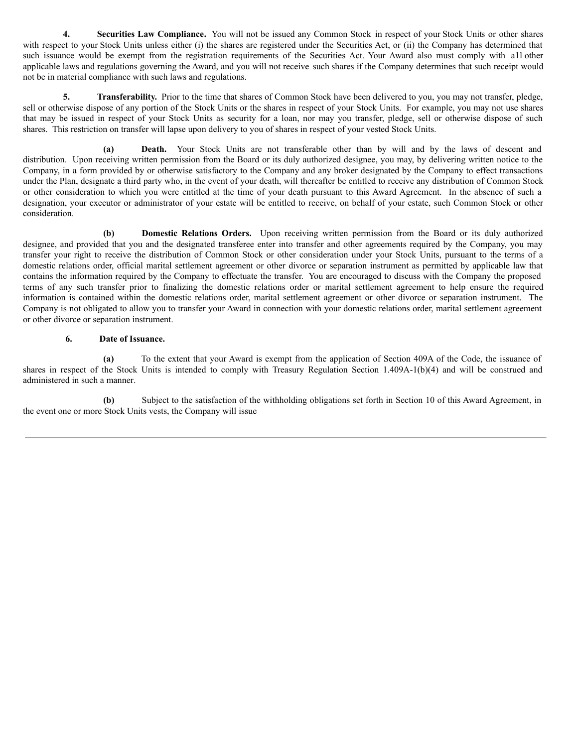**4. Securities Law Compliance.** You will not be issued any Common Stock in respect of your Stock Units or other shares with respect to your Stock Units unless either (i) the shares are registered under the Securities Act, or (ii) the Company has determined that such issuance would be exempt from the registration requirements of the Securities Act. Your Award also must comply with all other applicable laws and regulations governing the Award, and you will not receive such shares if the Company determines that such receipt would not be in material compliance with such laws and regulations.

**5. Transferability.** Prior to the time that shares of Common Stock have been delivered to you, you may not transfer, pledge, sell or otherwise dispose of any portion of the Stock Units or the shares in respect of your Stock Units. For example, you may not use shares that may be issued in respect of your Stock Units as security for a loan, nor may you transfer, pledge, sell or otherwise dispose of such shares. This restriction on transfer will lapse upon delivery to you of shares in respect of your vested Stock Units.

**(a) Death.** Your Stock Units are not transferable other than by will and by the laws of descent and distribution. Upon receiving written permission from the Board or its duly authorized designee, you may, by delivering written notice to the Company, in a form provided by or otherwise satisfactory to the Company and any broker designated by the Company to effect transactions under the Plan, designate a third party who, in the event of your death, will thereafter be entitled to receive any distribution of Common Stock or other consideration to which you were entitled at the time of your death pursuant to this Award Agreement. In the absence of such a designation, your executor or administrator of your estate will be entitled to receive, on behalf of your estate, such Common Stock or other consideration.

**(b) Domestic Relations Orders.** Upon receiving written permission from the Board or its duly authorized designee, and provided that you and the designated transferee enter into transfer and other agreements required by the Company, you may transfer your right to receive the distribution of Common Stock or other consideration under your Stock Units, pursuant to the terms of a domestic relations order, official marital settlement agreement or other divorce or separation instrument as permitted by applicable law that contains the information required by the Company to effectuate the transfer. You are encouraged to discuss with the Company the proposed terms of any such transfer prior to finalizing the domestic relations order or marital settlement agreement to help ensure the required information is contained within the domestic relations order, marital settlement agreement or other divorce or separation instrument. The Company is not obligated to allow you to transfer your Award in connection with your domestic relations order, marital settlement agreement or other divorce or separation instrument.

**6. Date of Issuance.**

**(a)** To the extent that your Award is exempt from the application of Section 409A of the Code, the issuance of shares in respect of the Stock Units is intended to comply with Treasury Regulation Section 1.409A-1(b)(4) and will be construed and administered in such a manner.

**(b)** Subject to the satisfaction of the withholding obligations set forth in Section 10 of this Award Agreement, in the event one or more Stock Units vests, the Company will issue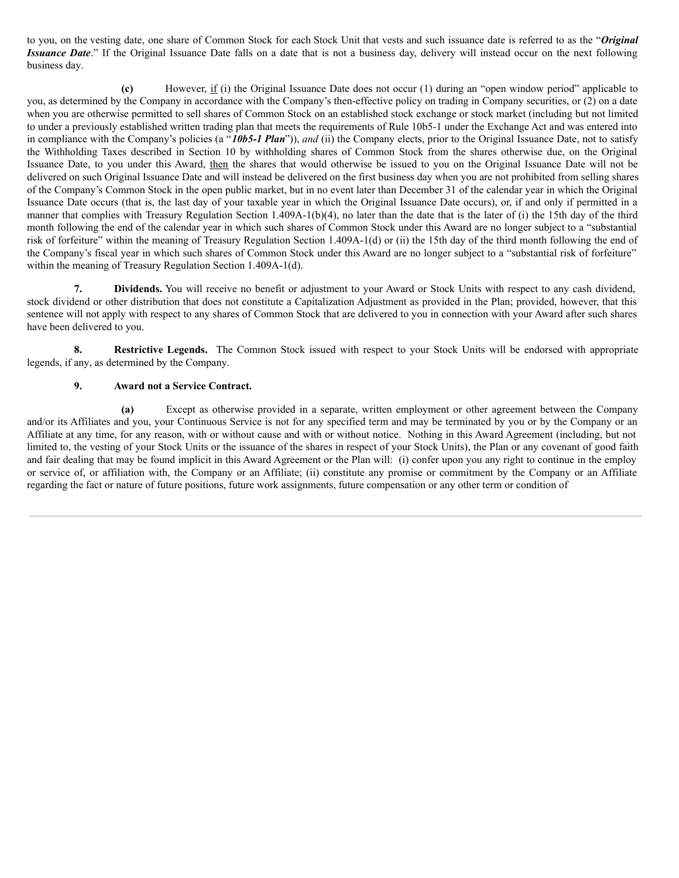to you, on the vesting date, one share of Common Stock for each Stock Unit that vests and such issuance date is referred to as the "***Original Issuance Date***." If the Original Issuance Date falls on a date that is not a business day, delivery will instead occur on the next following business day.

**(c)** However, if (i) the Original Issuance Date does not occur (1) during an "open window period" applicable to you, as determined by the Company in accordance with the Company's then-effective policy on trading in Company securities, or (2) on a date when you are otherwise permitted to sell shares of Common Stock on an established stock exchange or stock market (including but not limited to under a previously established written trading plan that meets the requirements of Rule 10b5-1 under the Exchange Act and was entered into in compliance with the Company's policies (a "***10b5-1 Plan***")), *and* (ii) the Company elects, prior to the Original Issuance Date, not to satisfy the Withholding Taxes described in Section 10 by withholding shares of Common Stock from the shares otherwise due, on the Original Issuance Date, to you under this Award, then the shares that would otherwise be issued to you on the Original Issuance Date will not be delivered on such Original Issuance Date and will instead be delivered on the first business day when you are not prohibited from selling shares of the Company's Common Stock in the open public market, but in no event later than December 31 of the calendar year in which the Original Issuance Date occurs (that is, the last day of your taxable year in which the Original Issuance Date occurs), or, if and only if permitted in a manner that complies with Treasury Regulation Section 1.409A-1(b)(4), no later than the date that is the later of (i) the 15th day of the third month following the end of the calendar year in which such shares of Common Stock under this Award are no longer subject to a "substantial risk of forfeiture" within the meaning of Treasury Regulation Section 1.409A-1(d) or (ii) the 15th day of the third month following the end of the Company's fiscal year in which such shares of Common Stock under this Award are no longer subject to a "substantial risk of forfeiture" within the meaning of Treasury Regulation Section 1.409A-1(d).

**7. Dividends.** You will receive no benefit or adjustment to your Award or Stock Units with respect to any cash dividend, stock dividend or other distribution that does not constitute a Capitalization Adjustment as provided in the Plan; provided, however, that this sentence will not apply with respect to any shares of Common Stock that are delivered to you in connection with your Award after such shares have been delivered to you.

**8. Restrictive Legends.** The Common Stock issued with respect to your Stock Units will be endorsed with appropriate legends, if any, as determined by the Company.

**9. Award not a Service Contract.**

**(a)** Except as otherwise provided in a separate, written employment or other agreement between the Company and/or its Affiliates and you, your Continuous Service is not for any specified term and may be terminated by you or by the Company or an Affiliate at any time, for any reason, with or without cause and with or without notice. Nothing in this Award Agreement (including, but not limited to, the vesting of your Stock Units or the issuance of the shares in respect of your Stock Units), the Plan or any covenant of good faith and fair dealing that may be found implicit in this Award Agreement or the Plan will: (i) confer upon you any right to continue in the employ or service of, or affiliation with, the Company or an Affiliate; (ii) constitute any promise or commitment by the Company or an Affiliate regarding the fact or nature of future positions, future work assignments, future compensation or any other term or condition of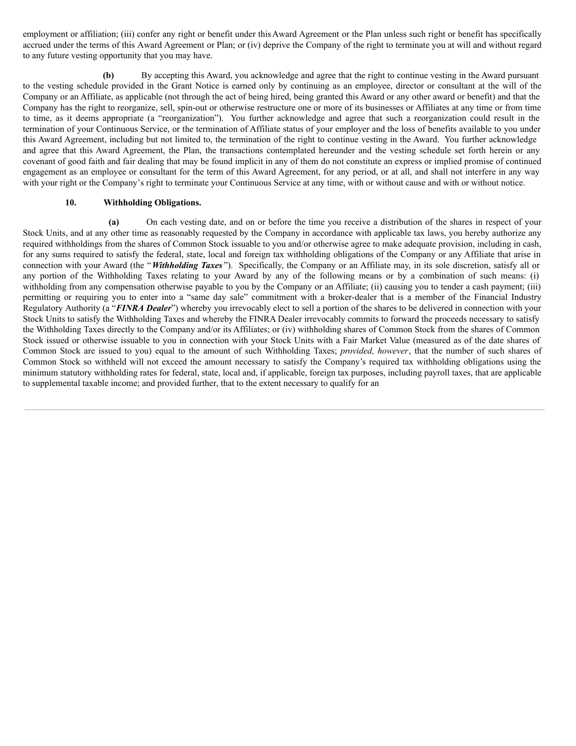employment or affiliation; (iii) confer any right or benefit under this Award Agreement or the Plan unless such right or benefit has specifically accrued under the terms of this Award Agreement or Plan; or (iv) deprive the Company of the right to terminate you at will and without regard to any future vesting opportunity that you may have.

**(b)** By accepting this Award, you acknowledge and agree that the right to continue vesting in the Award pursuant to the vesting schedule provided in the Grant Notice is earned only by continuing as an employee, director or consultant at the will of the Company or an Affiliate, as applicable (not through the act of being hired, being granted this Award or any other award or benefit) and that the Company has the right to reorganize, sell, spin-out or otherwise restructure one or more of its businesses or Affiliates at any time or from time to time, as it deems appropriate (a "reorganization"). You further acknowledge and agree that such a reorganization could result in the termination of your Continuous Service, or the termination of Affiliate status of your employer and the loss of benefits available to you under this Award Agreement, including but not limited to, the termination of the right to continue vesting in the Award. You further acknowledge and agree that this Award Agreement, the Plan, the transactions contemplated hereunder and the vesting schedule set forth herein or any covenant of good faith and fair dealing that may be found implicit in any of them do not constitute an express or implied promise of continued engagement as an employee or consultant for the term of this Award Agreement, for any period, or at all, and shall not interfere in any way with your right or the Company's right to terminate your Continuous Service at any time, with or without cause and with or without notice.

**10. Withholding Obligations.**

**(a)** On each vesting date, and on or before the time you receive a distribution of the shares in respect of your Stock Units, and at any other time as reasonably requested by the Company in accordance with applicable tax laws, you hereby authorize any required withholdings from the shares of Common Stock issuable to you and/or otherwise agree to make adequate provision, including in cash, for any sums required to satisfy the federal, state, local and foreign tax withholding obligations of the Company or any Affiliate that arise in connection with your Award (the "***Withholding Taxes***"). Specifically, the Company or an Affiliate may, in its sole discretion, satisfy all or any portion of the Withholding Taxes relating to your Award by any of the following means or by a combination of such means: (i) withholding from any compensation otherwise payable to you by the Company or an Affiliate; (ii) causing you to tender a cash payment; (iii) permitting or requiring you to enter into a "same day sale" commitment with a broker-dealer that is a member of the Financial Industry Regulatory Authority (a "***FINRA Dealer***") whereby you irrevocably elect to sell a portion of the shares to be delivered in connection with your Stock Units to satisfy the Withholding Taxes and whereby the FINRA Dealer irrevocably commits to forward the proceeds necessary to satisfy the Withholding Taxes directly to the Company and/or its Affiliates; or (iv) withholding shares of Common Stock from the shares of Common Stock issued or otherwise issuable to you in connection with your Stock Units with a Fair Market Value (measured as of the date shares of Common Stock are issued to you) equal to the amount of such Withholding Taxes; *provided, however*, that the number of such shares of Common Stock so withheld will not exceed the amount necessary to satisfy the Company's required tax withholding obligations using the minimum statutory withholding rates for federal, state, local and, if applicable, foreign tax purposes, including payroll taxes, that are applicable to supplemental taxable income; and provided further, that to the extent necessary to qualify for an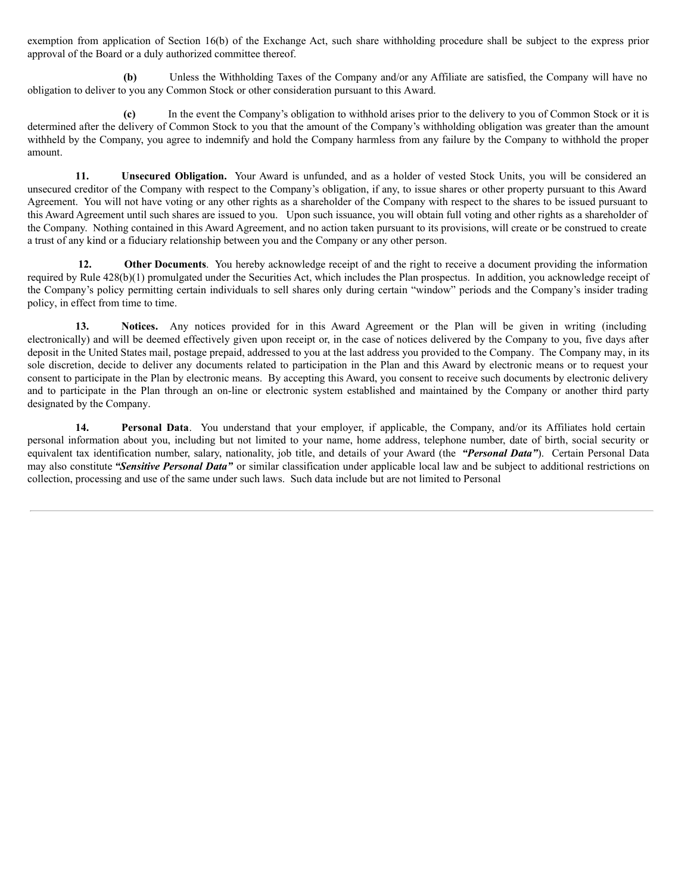exemption from application of Section 16(b) of the Exchange Act, such share withholding procedure shall be subject to the express prior approval of the Board or a duly authorized committee thereof.

**(b)** Unless the Withholding Taxes of the Company and/or any Affiliate are satisfied, the Company will have no obligation to deliver to you any Common Stock or other consideration pursuant to this Award.

**(c)** In the event the Company's obligation to withhold arises prior to the delivery to you of Common Stock or it is determined after the delivery of Common Stock to you that the amount of the Company's withholding obligation was greater than the amount withheld by the Company, you agree to indemnify and hold the Company harmless from any failure by the Company to withhold the proper amount.

**11. Unsecured Obligation.** Your Award is unfunded, and as a holder of vested Stock Units, you will be considered an unsecured creditor of the Company with respect to the Company's obligation, if any, to issue shares or other property pursuant to this Award Agreement. You will not have voting or any other rights as a shareholder of the Company with respect to the shares to be issued pursuant to this Award Agreement until such shares are issued to you. Upon such issuance, you will obtain full voting and other rights as a shareholder of the Company. Nothing contained in this Award Agreement, and no action taken pursuant to its provisions, will create or be construed to create a trust of any kind or a fiduciary relationship between you and the Company or any other person.

**12. Other Documents**. You hereby acknowledge receipt of and the right to receive a document providing the information required by Rule 428(b)(1) promulgated under the Securities Act, which includes the Plan prospectus. In addition, you acknowledge receipt of the Company's policy permitting certain individuals to sell shares only during certain "window" periods and the Company's insider trading policy, in effect from time to time.

**13. Notices.** Any notices provided for in this Award Agreement or the Plan will be given in writing (including electronically) and will be deemed effectively given upon receipt or, in the case of notices delivered by the Company to you, five days after deposit in the United States mail, postage prepaid, addressed to you at the last address you provided to the Company. The Company may, in its sole discretion, decide to deliver any documents related to participation in the Plan and this Award by electronic means or to request your consent to participate in the Plan by electronic means. By accepting this Award, you consent to receive such documents by electronic delivery and to participate in the Plan through an on-line or electronic system established and maintained by the Company or another third party designated by the Company.

**14. Personal Data**. You understand that your employer, if applicable, the Company, and/or its Affiliates hold certain personal information about you, including but not limited to your name, home address, telephone number, date of birth, social security or equivalent tax identification number, salary, nationality, job title, and details of your Award (the ***"Personal Data"***). Certain Personal Data may also constitute ***"Sensitive Personal Data"*** or similar classification under applicable local law and be subject to additional restrictions on collection, processing and use of the same under such laws. Such data include but are not limited to Personal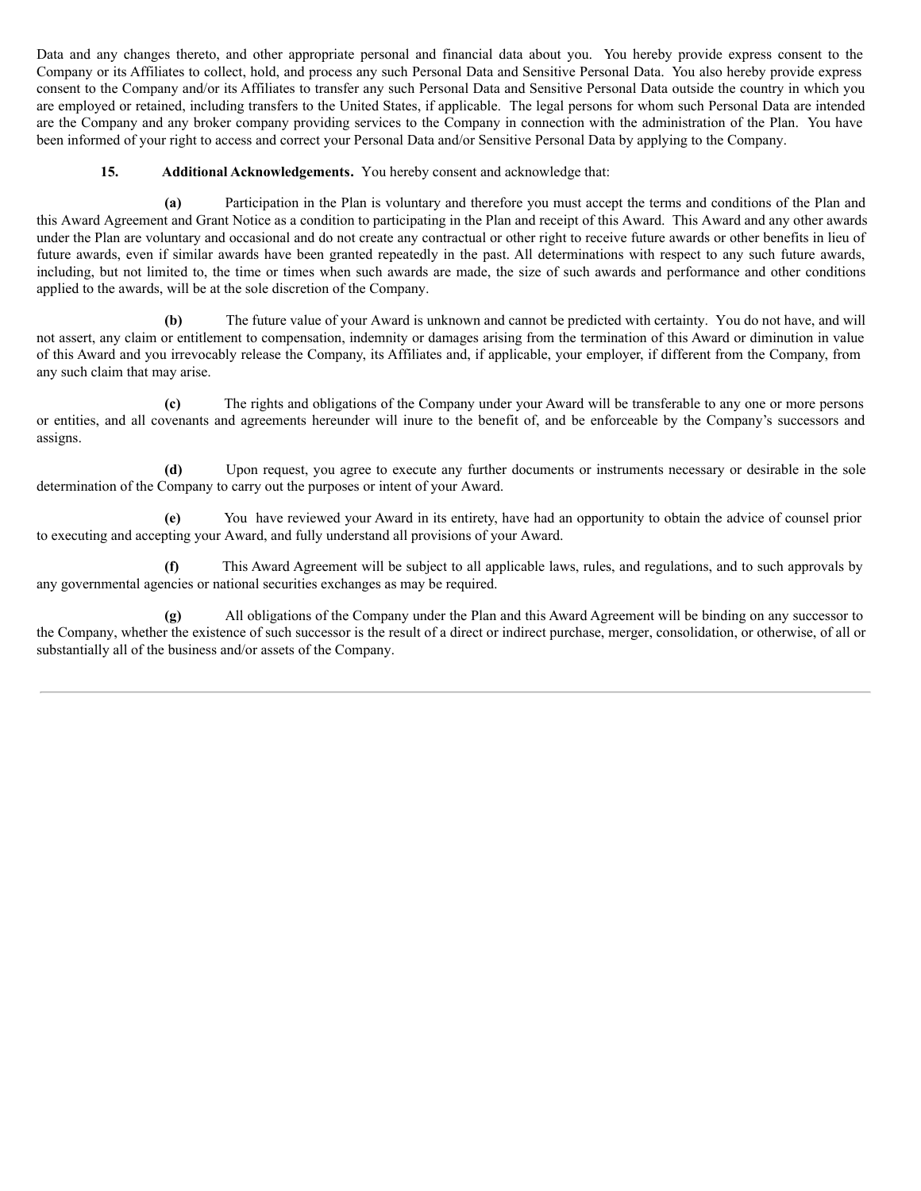Data and any changes thereto, and other appropriate personal and financial data about you. You hereby provide express consent to the Company or its Affiliates to collect, hold, and process any such Personal Data and Sensitive Personal Data. You also hereby provide express consent to the Company and/or its Affiliates to transfer any such Personal Data and Sensitive Personal Data outside the country in which you are employed or retained, including transfers to the United States, if applicable. The legal persons for whom such Personal Data are intended are the Company and any broker company providing services to the Company in connection with the administration of the Plan. You have been informed of your right to access and correct your Personal Data and/or Sensitive Personal Data by applying to the Company.

**15. Additional Acknowledgements.** You hereby consent and acknowledge that:

**(a)** Participation in the Plan is voluntary and therefore you must accept the terms and conditions of the Plan and this Award Agreement and Grant Notice as a condition to participating in the Plan and receipt of this Award. This Award and any other awards under the Plan are voluntary and occasional and do not create any contractual or other right to receive future awards or other benefits in lieu of future awards, even if similar awards have been granted repeatedly in the past. All determinations with respect to any such future awards, including, but not limited to, the time or times when such awards are made, the size of such awards and performance and other conditions applied to the awards, will be at the sole discretion of the Company.

**(b)** The future value of your Award is unknown and cannot be predicted with certainty. You do not have, and will not assert, any claim or entitlement to compensation, indemnity or damages arising from the termination of this Award or diminution in value of this Award and you irrevocably release the Company, its Affiliates and, if applicable, your employer, if different from the Company, from any such claim that may arise.

**(c)** The rights and obligations of the Company under your Award will be transferable to any one or more persons or entities, and all covenants and agreements hereunder will inure to the benefit of, and be enforceable by the Company's successors and assigns.

**(d)** Upon request, you agree to execute any further documents or instruments necessary or desirable in the sole determination of the Company to carry out the purposes or intent of your Award.

**(e)** You have reviewed your Award in its entirety, have had an opportunity to obtain the advice of counsel prior to executing and accepting your Award, and fully understand all provisions of your Award.

**(f)** This Award Agreement will be subject to all applicable laws, rules, and regulations, and to such approvals by any governmental agencies or national securities exchanges as may be required.

**(g)** All obligations of the Company under the Plan and this Award Agreement will be binding on any successor to the Company, whether the existence of such successor is the result of a direct or indirect purchase, merger, consolidation, or otherwise, of all or substantially all of the business and/or assets of the Company.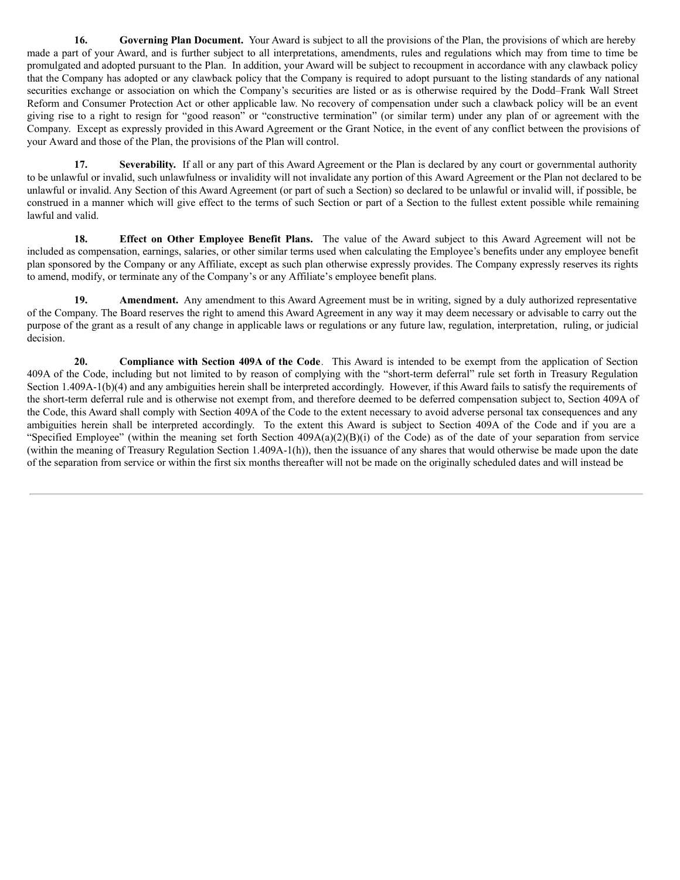**16. Governing Plan Document.** Your Award is subject to all the provisions of the Plan, the provisions of which are hereby made a part of your Award, and is further subject to all interpretations, amendments, rules and regulations which may from time to time be promulgated and adopted pursuant to the Plan. In addition, your Award will be subject to recoupment in accordance with any clawback policy that the Company has adopted or any clawback policy that the Company is required to adopt pursuant to the listing standards of any national securities exchange or association on which the Company's securities are listed or as is otherwise required by the Dodd–Frank Wall Street Reform and Consumer Protection Act or other applicable law. No recovery of compensation under such a clawback policy will be an event giving rise to a right to resign for "good reason" or "constructive termination" (or similar term) under any plan of or agreement with the Company. Except as expressly provided in this Award Agreement or the Grant Notice, in the event of any conflict between the provisions of your Award and those of the Plan, the provisions of the Plan will control.

**17. Severability.** If all or any part of this Award Agreement or the Plan is declared by any court or governmental authority to be unlawful or invalid, such unlawfulness or invalidity will not invalidate any portion of this Award Agreement or the Plan not declared to be unlawful or invalid. Any Section of this Award Agreement (or part of such a Section) so declared to be unlawful or invalid will, if possible, be construed in a manner which will give effect to the terms of such Section or part of a Section to the fullest extent possible while remaining lawful and valid.

**18. Effect on Other Employee Benefit Plans.** The value of the Award subject to this Award Agreement will not be included as compensation, earnings, salaries, or other similar terms used when calculating the Employee's benefits under any employee benefit plan sponsored by the Company or any Affiliate, except as such plan otherwise expressly provides. The Company expressly reserves its rights to amend, modify, or terminate any of the Company's or any Affiliate's employee benefit plans.

**19. Amendment.** Any amendment to this Award Agreement must be in writing, signed by a duly authorized representative of the Company. The Board reserves the right to amend this Award Agreement in any way it may deem necessary or advisable to carry out the purpose of the grant as a result of any change in applicable laws or regulations or any future law, regulation, interpretation, ruling, or judicial decision.

**20. Compliance with Section 409A of the Code**. This Award is intended to be exempt from the application of Section 409A of the Code, including but not limited to by reason of complying with the "short-term deferral" rule set forth in Treasury Regulation Section 1.409A-1(b)(4) and any ambiguities herein shall be interpreted accordingly. However, if this Award fails to satisfy the requirements of the short-term deferral rule and is otherwise not exempt from, and therefore deemed to be deferred compensation subject to, Section 409A of the Code, this Award shall comply with Section 409A of the Code to the extent necessary to avoid adverse personal tax consequences and any ambiguities herein shall be interpreted accordingly. To the extent this Award is subject to Section 409A of the Code and if you are a "Specified Employee" (within the meaning set forth Section 409A(a)(2)(B)(i) of the Code) as of the date of your separation from service (within the meaning of Treasury Regulation Section 1.409A-1(h)), then the issuance of any shares that would otherwise be made upon the date of the separation from service or within the first six months thereafter will not be made on the originally scheduled dates and will instead be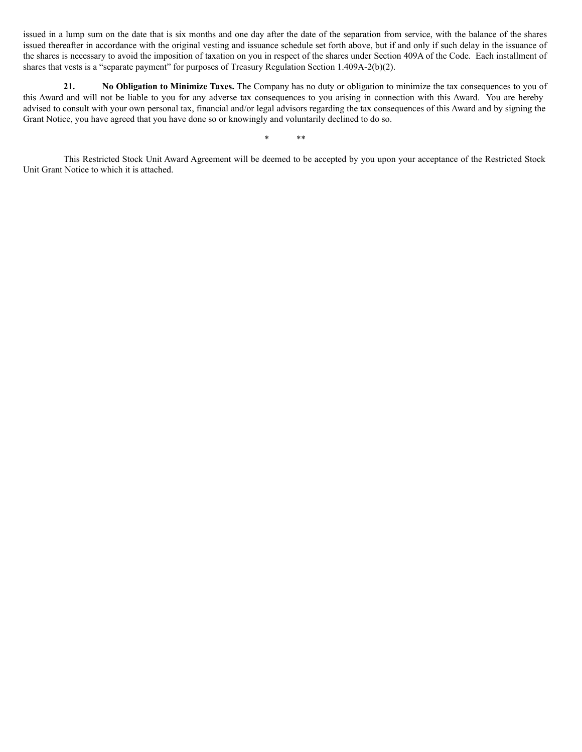issued in a lump sum on the date that is six months and one day after the date of the separation from service, with the balance of the shares issued thereafter in accordance with the original vesting and issuance schedule set forth above, but if and only if such delay in the issuance of the shares is necessary to avoid the imposition of taxation on you in respect of the shares under Section 409A of the Code. Each installment of shares that vests is a "separate payment" for purposes of Treasury Regulation Section 1.409A-2(b)(2).

**21. No Obligation to Minimize Taxes.** The Company has no duty or obligation to minimize the tax consequences to you of this Award and will not be liable to you for any adverse tax consequences to you arising in connection with this Award. You are hereby advised to consult with your own personal tax, financial and/or legal advisors regarding the tax consequences of this Award and by signing the Grant Notice, you have agreed that you have done so or knowingly and voluntarily declined to do so.

\* **

This Restricted Stock Unit Award Agreement will be deemed to be accepted by you upon your acceptance of the Restricted Stock Unit Grant Notice to which it is attached.